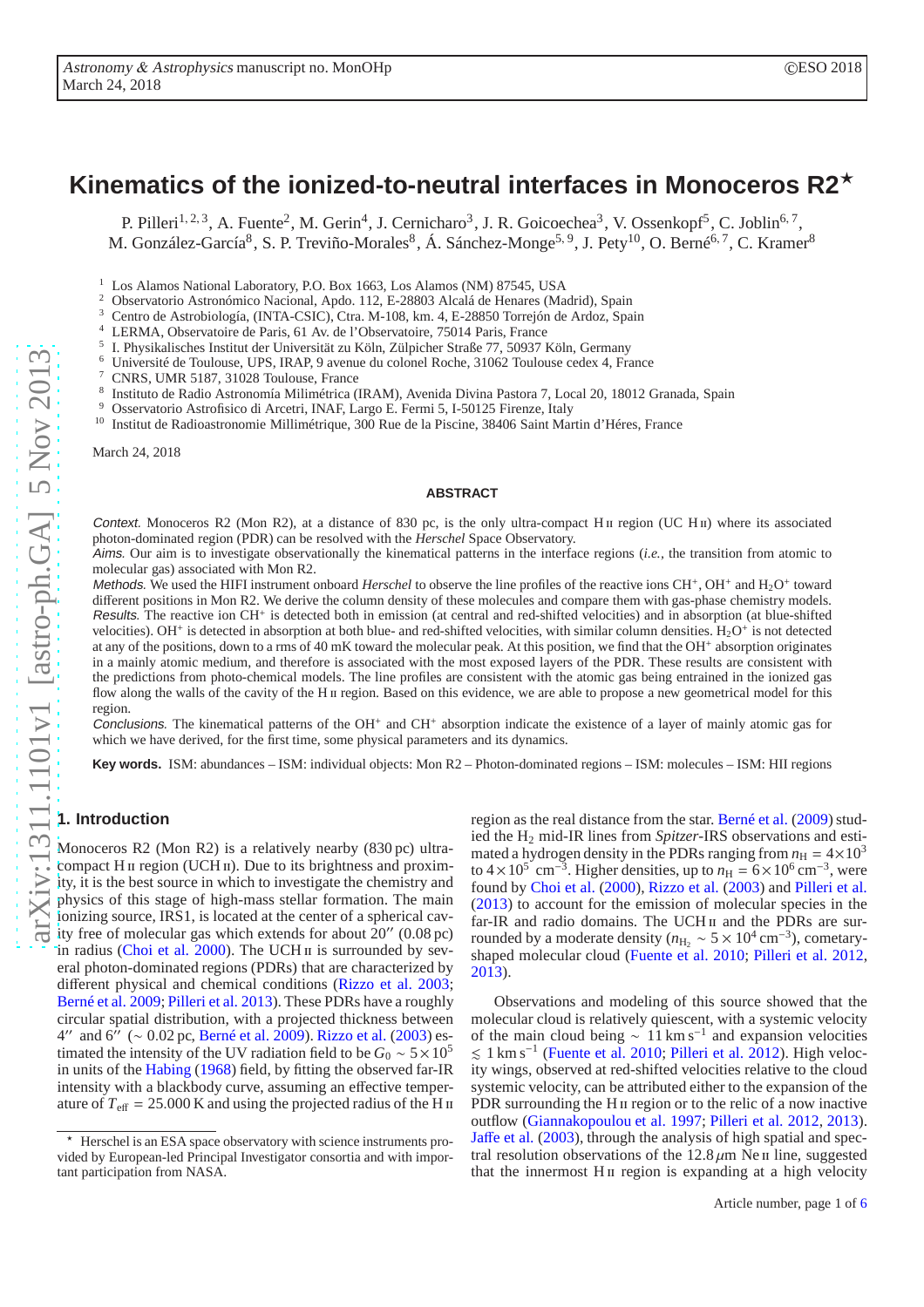# Kinematics of the ionized-to-neutral interfaces in Monoceros R2*

P. Pilleri[1,2,3], A. Fuente[2], M. Gerin[4], J. Cernicharo[3], J. R. Goicoechea[3], V. Ossenkopf[5], C. Joblin[6,7], M. González-García[8], S. P. Treviño-Morales[8], Á. Sánchez-Monge[5,9], J. Pety[10], O. Berné[6,7], C. Kramer[8]

1. Los Alamos National Laboratory, P.O. Box 1663, Los Alamos (NM) 87545, USA
2. Observatorio Astronómico Nacional, Apdo. 112, E-28803 Alcalá de Henares (Madrid), Spain
3. Centro de Astrobiología, (INTA-CSIC), Ctra. M-108, km. 4, E-28850 Torrejón de Ardoz, Spain
4. LERMA, Observatoire de Paris, 61 Av. de l'Observatoire, 75014 Paris, France
5. I. Physikalisches Institut der Universität zu Köln, Zülpicher Straße 77, 50937 Köln, Germany
6. Université de Toulouse, UPS, IRAP, 9 avenue du colonel Roche, 31062 Toulouse cedex 4, France
7. CNRS, UMR 5187, 31028 Toulouse, France
8. Instituto de Radio Astronomía Milimétrica (IRAM), Avenida Divina Pastora 7, Local 20, 18012 Granada, Spain
9. Osservatorio Astrofisico di Arcetri, INAF, Largo E. Fermi 5, I-50125 Firenze, Italy
10. Institut de Radioastronomie Millimétrique, 300 Rue de la Piscine, 38406 Saint Martin d'Héres, France

March 24, 2018

## ABSTRACT

*Context.* Monoceros R2 (Mon R2), at a distance of 830 pc, is the only ultra-compact H II region (UC H II) where its associated photon-dominated region (PDR) can be resolved with the *Herschel* Space Observatory.

*Aims.* Our aim is to investigate observationally the kinematical patterns in the interface regions (*i.e.*, the transition from atomic to molecular gas) associated with Mon R2.

*Methods.* We used the HIFI instrument onboard *Herschel* to observe the line profiles of the reactive ions $CH^+$, $OH^+$ and $H_2O^+$ toward different positions in Mon R2. We derive the column density of these molecules and compare them with gas-phase chemistry models.

*Results.* The reactive ion $CH^+$ is detected both in emission (at central and red-shifted velocities) and in absorption (at blue-shifted velocities). $OH^+$ is detected in absorption at both blue- and red-shifted velocities, with similar column densities. $H_2O^+$ is not detected at any of the positions, down to a rms of 40 mK toward the molecular peak. At this position, we find that the $OH^+$ absorption originates in a mainly atomic medium, and therefore is associated with the most exposed layers of the PDR. These results are consistent with the predictions from photo-chemical models. The line profiles are consistent with the atomic gas being entrained in the ionized-gas flow along the walls of the cavity of the H II region. Based on this evidence, we are able to propose a new geometrical model for this region.

*Conclusions.* The kinematical patterns of the $OH^+$ and $CH^+$ absorption indicate the existence of a layer of mainly atomic gas for which we have derived, for the first time, some physical parameters and its dynamics.

**Key words.** ISM: abundances – ISM: individual objects: Mon R2 – Photon-dominated regions – ISM: molecules – ISM: HII regions

## 1. Introduction

Monoceros R2 (Mon R2) is a relatively nearby (830 pc) ultra-compact H II region (UCH II). Due to its brightness and proximity, it is the best source to investigate the chemistry and physics of this stage of high-mass stellar formation. The main ionizing source, IRS1, is located at the center of a spherical cavity free of molecular gas which extends for about 20″ (0.08 pc) in radius (Choi et al. 2000). The UCH II is surrounded by several photon-dominated regions (PDRs) that are characterized by different physical and chemical conditions (Rizzo et al. 2003; Berné et al. 2009; Pilleri et al. 2013). These PDRs have a roughly circular spatial distribution, with a projected thickness between 4″ and 6″ (~ 0.02 pc, Berné et al. 2009). Rizzo et al. (2003) estimated the intensity of the UV radiation field to be $G_0 \sim 5\times10^5$ in units of the Habing (1968) field, by fitting the observed far-IR intensity with a blackbody curve, assuming an effective temperature of $T_{\rm eff}$ = 25.000 K and using the projected radius of the H II region as the real distance from the star. Berné et al. (2009) studied the $H_2$ mid-IR lines from *Spitzer*-IRS observations and estimated a hydrogen density in the PDRs ranging from $n_{\rm H} = 4\times10^3$ to $4\times10^5$ cm$^{-3}$. Higher densities, up to $n_{\rm H} = 6\times10^6$ cm$^{-3}$, were found by Choi et al. (2000), Rizzo et al. (2003) and Pilleri et al. (2013) to account for the emission of molecular species in the far-IR and radio domains. The UCH II and the PDRs are surrounded by a moderate density ($n_{\rm H_2} \sim 5\times10^4$ cm$^{-3}$), cometary-shaped molecular cloud (Fuente et al. 2010; Pilleri et al. 2012, 2013).

Observations and modeling of this source showed that the molecular cloud is relatively quiescent, with a systemic velocity of the main cloud being ~ 11 km s$^{-1}$ and expansion velocities $\lesssim$ 1 km s$^{-1}$ (Fuente et al. 2010; Pilleri et al. 2012). High velocity wings, observed at red-shifted velocities relative to the cloud systemic velocity, can be attributed either to the expansion of the PDR surrounding the H II region or to the relic of a now inactive outflow (Giannakopoulou et al. 1997; Pilleri et al. 2012, 2013). Jaffe et al. (2003), through the analysis of high spatial and spectral resolution observations of the 12.8 $\mu$m Ne II line, suggested that the innermost H II region is expanding at a high velocity

* Herschel is an ESA space observatory with science instruments provided by European-led Principal Investigator consortia and with important participation from NASA.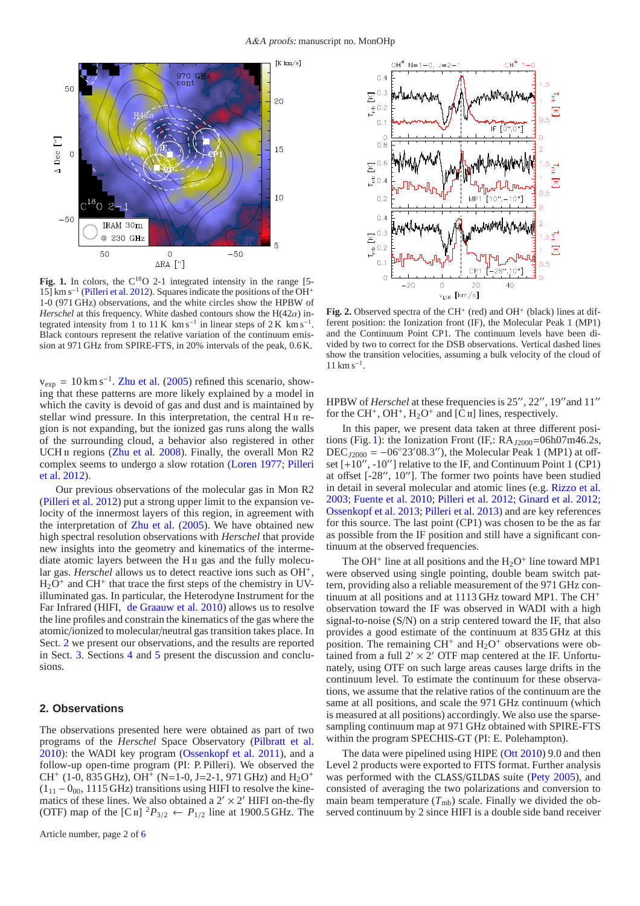**Fig. 1.** In colors, the $C^{18}O$ 2-1 integrated intensity in the range [5-15] km s$^{-1}$ (Pilleri et al. 2012). Squares indicate the positions of the $OH^+$ 1-0 (971 GHz) observations, and the white circles show the HPBW of *Herschel* at this frequency. White dashed contours show the H(42$\alpha$) integrated intensity from 1 to 11 K km s$^{-1}$ in linear steps of 2 K km s$^{-1}$. Black contours represent the relative variation of the continuum emission at 971 GHz from SPIRE-FTS, in 20% intervals of the peak, 0.6 K.

**Fig. 2.** Observed spectra of the $CH^+$ (red) and $OH^+$ (black) lines at different position: the Ionization front (IF), the Molecular Peak 1 (MP1) and the Continuum Point CP1. The continuum levels have been divided by two to correct for the DSB observations. Vertical dashed lines show the transition velocities, assuming a bulk velocity of the cloud of 11 km s$^{-1}$.

$v_{exp}$ = 10 km s$^{-1}$. Zhu et al. (2005) refined this scenario, showing that these patterns are more likely explained by a model in which the cavity is devoid of gas and dust and is maintained by stellar wind pressure. In this interpretation, the central H II region is not expanding, but the ionized gas runs along the walls of the surrounding cloud, a behavior also registered in other UCH II regions (Zhu et al. 2008). Finally, the overall Mon R2 complex seems to undergo a slow rotation (Loren 1977; Pilleri et al. 2012).

Our previous observations of the molecular gas in Mon R2 (Pilleri et al. 2012) put a strong upper limit to the expansion velocity of the innermost layers of this region, in agreement with the interpretation of Zhu et al. (2005). We have obtained new high spectral resolution observations with *Herschel* that provide new insights into the geometry and kinematics of the intermediate atomic layers between the H II gas and the fully molecular gas. *Herschel* allows us to detect reactive ions such as $OH^+$, $H_2O^+$ and $CH^+$ that trace the first steps of the chemistry in UV-illuminated gas. In particular, the Heterodyne Instrument for the Far Infrared (HIFI, de Graauw et al. 2010) allows us to resolve the line profiles and constrain the kinematics of the gas where the atomic/ionized to molecular/neutral gas transition takes place. In Sect. 2 we present our observations, and the results are reported in Sect. 3. Sections 4 and 5 present the discussion and conclusions.

## 2. Observations

The observations presented here were obtained as part of two programs of the *Herschel* Space Observatory (Pilbratt et al. 2010): the WADI key program (Ossenkopf et al. 2011), and a follow-up open-time program (PI: P. Pilleri). We observed the $CH^+$ (1-0, 835 GHz), $OH^+$ (N=1-0, J=2-1, 971 GHz) and $H_2O^+$ ($1_{11} - 0_{00}$, 1115 GHz) transitions using HIFI to resolve the kinematics of these lines. We also obtained a $2' \times 2'$ HIFI on-the-fly (OTF) map of the [C II] $^2P_{3/2} \leftarrow P_{1/2}$ line at 1900.5 GHz. The HPBW of *Herschel* at these frequencies is 25″, 22″, 19″and 11″ for the $CH^+$, $OH^+$, $H_2O^+$ and [C II] lines, respectively.

In this paper, we present data taken at three different positions (Fig. 1): the Ionization Front (IF,: RA$_{J2000}$=06h07m46.2s, DEC$_{J2000}$ = $-06°23'08.3''$), the Molecular Peak 1 (MP1) at offset [+10″, -10″] relative to the IF, and Continuum Point 1 (CP1) at offset [-28″, 10″]. The former two points have been studied in detail in several molecular and atomic lines (e.g. Rizzo et al. 2003; Fuente et al. 2010; Pilleri et al. 2012; Ginard et al. 2012; Ossenkopf et al. 2013; Pilleri et al. 2013) and are key references for this source. The last point (CP1) was chosen to be the as far as possible from the IF position and still have a significant continuum at the observed frequencies.

The $OH^+$ line at all positions and the $H_2O^+$ line toward MP1 were observed using single pointing, double beam switch pattern, providing also a reliable measurement of the 971 GHz continuum at all positions and at 1113 GHz toward MP1. The $CH^+$ observation toward the IF was observed in WADI with a high signal-to-noise (S/N) on a strip centered toward the IF, that also provides a good estimate of the continuum at 835 GHz at this position. The remaining $CH^+$ and $H_2O^+$ observations were obtained from a full $2' \times 2'$ OTF map centered at the IF. Unfortunately, using OTF on such large areas causes large drifts in the continuum level. To estimate the continuum for these observations, we assume that the relative ratios of the continuum are the same at all positions, and scale the 971 GHz continuum (which is measured at all positions) accordingly. We also use the sparse-sampling continuum map at 971 GHz obtained with SPIRE-FTS within the program SPECHIS-GT (PI: E. Polehampton).

The data were pipelined using HIPE (Ott 2010) 9.0 and then Level 2 products were exported to FITS format. Further analysis was performed with the CLASS/GILDAS suite (Pety 2005), and consisted of averaging the two polarizations and conversion to main beam temperature ($T_{mb}$) scale. Finally we divided the observed continuum by 2 since HIFI is a double side band receiver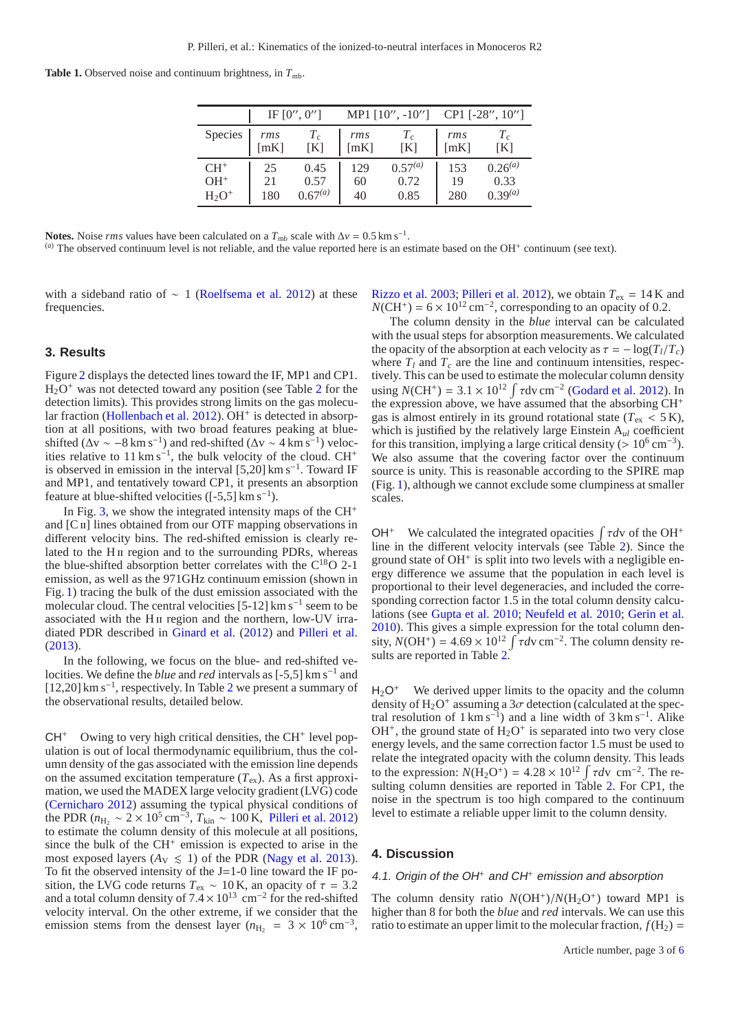**Table 1.** Observed noise and continuum brightness, in $T_{\rm mb}$.

| | IF [0″, 0″] | | MP1 [10″, -10″] | | CP1 [-28″, 10″] | |
|---|---|---|---|---|---|---|
| Species | *rms* [mK] | $T_c$ [K] | *rms* [mK] | $T_c$ [K] | *rms* [mK] | $T_c$ [K] |
| $CH^+$ | 25 | 0.45 | 129 | $0.57^{(a)}$ | 153 | $0.26^{(a)}$ |
| $OH^+$ | 21 | 0.57 | 60 | 0.72 | 19 | 0.33 |
| $H_2O^+$ | 180 | $0.67^{(a)}$ | 40 | 0.85 | 280 | $0.39^{(a)}$ |

**Notes.** Noise *rms* values have been calculated on a $T_{\rm mb}$ scale with $\Delta v = 0.5\,{\rm km\,s^{-1}}$.
[(a)] The observed continuum level is not reliable, and the value reported here is an estimate based on the $OH^+$ continuum (see text).

with a sideband ratio of $\sim 1$ (Roelfsema et al. 2012) at these frequencies.

## 3. Results

Figure 2 displays the detected lines toward the IF, MP1 and CP1. $H_2O^+$ was not detected toward any position (see Table 2 for the detection limits). This provides strong limits on the gas molecular fraction (Hollenbach et al. 2012). $OH^+$ is detected in absorption at all positions, with two broad features peaking at blue-shifted ($\Delta v \sim -8\,{\rm km\,s^{-1}}$) and red-shifted ($\Delta v \sim 4\,{\rm km\,s^{-1}}$) velocities relative to $11\,{\rm km\,s^{-1}}$, the bulk velocity of the cloud. $CH^+$ is observed in emission in the interval $[5,20]\,{\rm km\,s^{-1}}$. Toward IF and MP1, and tentatively toward CP1, it presents an absorption feature at blue-shifted velocities ($[-5,5]\,{\rm km\,s^{-1}}$).

In Fig. 3, we show the integrated intensity maps of the $CH^+$ and [C II] lines obtained from our OTF mapping observations in different velocity bins. The red-shifted emission is clearly related to the H II region and to the surrounding PDRs, whereas the blue-shifted absorption better correlates with the $C^{18}O$ 2-1 emission, as well as the 971GHz continuum emission (shown in Fig. 1) tracing the bulk of the dust emission associated with the molecular cloud. The central velocities $[5\text{-}12]\,{\rm km\,s^{-1}}$ seem to be associated with the H II region and the northern, low-UV irradiated PDR described in Ginard et al. (2012) and Pilleri et al. (2013).

In the following, we focus on the blue- and red-shifted velocities. We define the *blue* and *red* intervals as $[-5,5]\,{\rm km\,s^{-1}}$ and $[12,20]\,{\rm km\,s^{-1}}$, respectively. In Table 2 we present a summary of the observational results, detailed below.

$CH^+$  Owing to very high critical densities, the $CH^+$ level population is out of local thermodynamic equilibrium, thus the column density of the gas associated with the emission line depends on the assumed excitation temperature ($T_{\rm ex}$). As a first approximation, we used the MADEX large velocity gradient (LVG) code (Cernicharo 2012) assuming the typical physical conditions of the PDR ($n_{\rm H_2} \sim 2 \times 10^5\,{\rm cm^{-3}}$, $T_{\rm kin} \sim 100\,{\rm K}$, Pilleri et al. 2012) to estimate the column density of this molecule at all positions, since the bulk of the $CH^+$ emission is expected to arise in the most exposed layers ($A_{\rm V} \lesssim 1$) of the PDR (Nagy et al. 2013). To fit the observed intensity of the J=1-0 line toward the IF position, the LVG code returns $T_{\rm ex} \sim 10\,{\rm K}$, an opacity of $\tau = 3.2$ and a total column density of $7.4 \times 10^{13}\,{\rm cm^{-2}}$ for the red-shifted velocity interval. On the other extreme, if we consider that the emission stems from the densest layer ($n_{\rm H_2} = 3 \times 10^6\,{\rm cm^{-3}}$, Rizzo et al. 2003; Pilleri et al. 2012), we obtain $T_{\rm ex} = 14\,{\rm K}$ and $N(CH^+) = 6 \times 10^{12}\,{\rm cm^{-2}}$, corresponding to an opacity of 0.2.

The column density in the *blue* interval can be calculated with the usual steps for absorption measurements. We calculated the opacity of the absorption at each velocity as $\tau = -\log(T_l/T_c)$ where $T_l$ and $T_c$ are the line and continuum intensities, respectively. This can be used to estimate the molecular column density using $N(CH^+) = 3.1 \times 10^{12} \int \tau {\rm d}v\,{\rm cm^{-2}}$ (Godard et al. 2012). In the expression above, we have assumed that the absorbing $CH^+$ gas is almost entirely in its ground rotational state ($T_{\rm ex} < 5\,{\rm K}$), which is justified by the relatively large Einstein $A_{ul}$ coefficient for this transition, implying a large critical density ($> 10^6\,{\rm cm^{-3}}$). We also assume that the covering factor over the continuum source is unity. This is reasonable according to the SPIRE map (Fig. 1), although we cannot exclude some clumpiness at smaller scales.

$OH^+$  We calculated the integrated opacities $\int \tau {\rm d}v$ of the $OH^+$ line in the different velocity intervals (see Table 2). Since the ground state of $OH^+$ is split into two levels with a negligible energy difference we assume that the population in each level is proportional to their level degeneracies, and included the corresponding correction factor 1.5 in the total column density calculations (see Gupta et al. 2010; Neufeld et al. 2010; Gerin et al. 2010). This gives a simple expression for the total column density, $N(OH^+) = 4.69 \times 10^{12} \int \tau {\rm d}v\,{\rm cm^{-2}}$. The column density results are reported in Table 2.

$H_2O^+$  We derived upper limits to the opacity and the column density of $H_2O^+$ assuming a $3\sigma$ detection (calculated at the spectral resolution of $1\,{\rm km\,s^{-1}}$) and a line width of $3\,{\rm km\,s^{-1}}$. Alike $OH^+$, the ground state of $H_2O^+$ is separated into two very close energy levels, and the same correction factor 1.5 must be used to relate the integrated opacity with the column density. This leads to the expression: $N(H_2O^+) = 4.28 \times 10^{12} \int \tau {\rm d}v\,\,{\rm cm^{-2}}$. The resulting column densities are reported in Table 2. For CP1, the noise in the spectrum is too high compared to the continuum level to estimate a reliable upper limit to the column density.

## 4. Discussion

### 4.1. Origin of the $OH^+$ and $CH^+$ emission and absorption

The column density ratio $N(OH^+)/N(H_2O^+)$ toward MP1 is higher than 8 for both the *blue* and *red* intervals. We can use this ratio to estimate an upper limit to the molecular fraction, $f(H_2) =$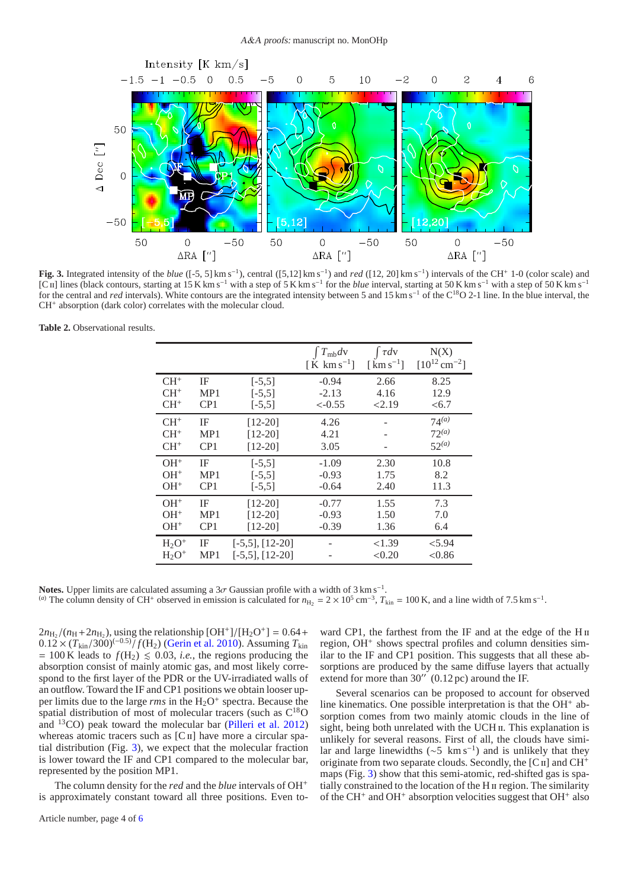**Fig. 3.** Integrated intensity of the *blue* ([-5, 5] $\mathrm{km\,s^{-1}}$), central ([5,12] $\mathrm{km\,s^{-1}}$) and *red* ([12, 20] $\mathrm{km\,s^{-1}}$) intervals of the $CH^+$ 1-0 (color scale) and [C II] lines (black contours, starting at 15 $\mathrm{K\,km\,s^{-1}}$ with a step of 5 $\mathrm{K\,km\,s^{-1}}$ for the *blue* interval, starting at 50 $\mathrm{K\,km\,s^{-1}}$ with a step of 50 $\mathrm{K\,km\,s^{-1}}$ for the central and *red* intervals). White contours are the integrated intensity between 5 and 15 $\mathrm{km\,s^{-1}}$ of the $C^{18}O$ 2-1 line. In the blue interval, the $CH^+$ absorption (dark color) correlates with the molecular cloud.

**Table 2.** Observational results.

| | | | $\int T_{\rm mb}dv$ [K $\mathrm{km\,s^{-1}}$] | $\int \tau dv$ [$\mathrm{km\,s^{-1}}$] | N(X) [$10^{12}\,\mathrm{cm^{-2}}$] |
|---|---|---|---|---|---|
| $CH^+$ | IF | [-5,5] | -0.94 | 2.66 | 8.25 |
| $CH^+$ | MP1 | [-5,5] | -2.13 | 4.16 | 12.9 |
| $CH^+$ | CP1 | [-5,5] | <-0.55 | <2.19 | <6.7 |
| $CH^+$ | IF | [12-20] | 4.26 | - | $74^{(a)}$ |
| $CH^+$ | MP1 | [12-20] | 4.21 | - | $72^{(a)}$ |
| $CH^+$ | CP1 | [12-20] | 3.05 | - | $52^{(a)}$ |
| $OH^+$ | IF | [-5,5] | -1.09 | 2.30 | 10.8 |
| $OH^+$ | MP1 | [-5,5] | -0.93 | 1.75 | 8.2 |
| $OH^+$ | CP1 | [-5,5] | -0.64 | 2.40 | 11.3 |
| $OH^+$ | IF | [12-20] | -0.77 | 1.55 | 7.3 |
| $OH^+$ | MP1 | [12-20] | -0.93 | 1.50 | 7.0 |
| $OH^+$ | CP1 | [12-20] | -0.39 | 1.36 | 6.4 |
| $H_2O^+$ | IF | [-5,5], [12-20] | - | <1.39 | <5.94 |
| $H_2O^+$ | MP1 | [-5,5], [12-20] | - | <0.20 | <0.86 |

**Notes.** Upper limits are calculated assuming a $3\sigma$ Gaussian profile with a width of 3 $\mathrm{km\,s^{-1}}$.
[a] The column density of $CH^+$ observed in emission is calculated for $n_{\rm H_2} = 2\times10^5\,\mathrm{cm^{-3}}$, $T_{\rm kin} = 100$ K, and a line width of 7.5 $\mathrm{km\,s^{-1}}$.

$2n_{\rm H_2}/(n_{\rm H}+2n_{\rm H_2})$, using the relationship $[OH^+]/[H_2O^+] = 0.64 + 0.12\times(T_{\rm kin}/300)^{(-0.5)}/f(\rm H_2)$ (Gerin et al. 2010). Assuming $T_{\rm kin} = 100$ K leads to $f(\rm H_2) \lesssim 0.03$, *i.e.*, the regions producing the absorption consist of mainly atomic gas, and most likely correspond to the first layer of the PDR or the UV-irradiated walls of an outflow. Toward the IF and CP1 positions we obtain looser upper limits due to the large *rms* in the $H_2O^+$ spectra. Because the spatial distribution of most of molecular tracers (such as $C^{18}O$ and $^{13}CO$) peak toward the molecular bar (Pilleri et al. 2012) whereas atomic tracers such as [C II] have more a circular spatial distribution (Fig. 3), we expect that the molecular fraction is lower toward the IF and CP1 compared to the molecular bar, represented by the position MP1.

The column density for the *red* and the *blue* intervals of $OH^+$ is approximately constant toward all three positions. Even toward CP1, the farthest from the IF and at the edge of the H II region, $OH^+$ shows spectral profiles and column densities similar to the IF and CP1 position. This suggests that all these absorptions are produced by the same diffuse layers that actually extend for more than 30″ (0.12 pc) around the IF.

Several scenarios can be proposed to account for observed line kinematics. One possible interpretation is that the $OH^+$ absorption comes from two mainly atomic clouds in the line of sight, being both unrelated with the UCH II. This explanation is unlikely for several reasons. First of all, the clouds have similar and large linewidths (~5 $\mathrm{km\,s^{-1}}$) and is unlikely that they originate from two separate clouds. Secondly, the [C II] and $CH^+$ maps (Fig. 3) show that this semi-atomic, red-shifted gas is spatially constrained to the location of the H II region. The similarity of the $CH^+$ and $OH^+$ absorption velocities suggest that $OH^+$ also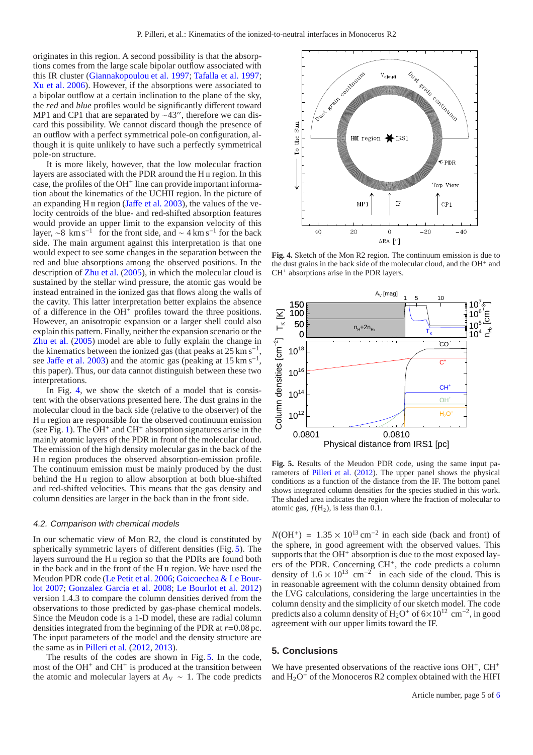originates in this region. A second possibility is that the absorptions comes from the large scale bipolar outflow associated with this IR cluster (Giannakopoulou et al. 1997; Tafalla et al. 1997; Xu et al. 2006). However, if the absorptions were associated to a bipolar outflow at a certain inclination to the plane of the sky, the *red* and *blue* profiles would be significantly different toward MP1 and CP1 that are separated by ∼43″, therefore we can discard this possibility. We cannot discard though the presence of an outflow with a perfect symmetrical pole-on configuration, although it is quite unlikely to have such a perfectly symmetrical pole-on structure.

It is more likely, however, that the low molecular fraction layers are associated with the PDR around the H II region. In this case, the profiles of the $OH^+$ line can provide important information about the kinematics of the UCHII region. In the picture of an expanding H II region (Jaffe et al. 2003), the values of the velocity centroids of the blue- and red-shifted absorption features would provide an upper limit to the expansion velocity of this layer, ∼8 km s$^{-1}$ for the front side, and ∼ 4 km s$^{-1}$ for the back side. The main argument against this interpretation is that one would expect to see some changes in the separation between the red and blue absorptions among the observed positions. In the description of Zhu et al. (2005), in which the molecular cloud is sustained by the stellar wind pressure, the atomic gas would be instead entrained in the ionized gas that flows along the walls of the cavity. This latter interpretation better explains the absence of a difference in the $OH^+$ profiles toward the three positions. However, an anisotropic expansion or a larger shell could also explain this pattern. Finally, neither the expansion scenario or the Zhu et al. (2005) model are able to fully explain the change in the kinematics between the ionized gas (that peaks at 25 km s$^{-1}$, see Jaffe et al. 2003) and the atomic gas (peaking at 15 km s$^{-1}$, this paper). Thus, our data cannot distinguish between these two interpretations.

In Fig. 4, we show the sketch of a model that is consistent with the observations presented here. The dust grains in the molecular cloud in the back side (relative to the observer) of the H II region are responsible for the observed continuum emission (see Fig. 1). The $OH^+$ and $CH^+$ absorption signatures arise in the mainly atomic layers of the PDR in front of the molecular cloud. The emission of the high density molecular gas in the back of the H II region produces the observed absorption-emission profile. The continuum emission must be mainly produced by the dust behind the H II region to allow absorption at both blue-shifted and red-shifted velocities. This means that the gas density and column densities are larger in the back than in the front side.

**Fig. 4.** Sketch of the Mon R2 region. The continuum emission is due to the dust grains in the back side of the molecular cloud, and the $OH^+$ and $CH^+$ absorptions arise in the PDR layers.

**Fig. 5.** Results of the Meudon PDR code, using the same input parameters of Pilleri et al. (2012). The upper panel shows the physical conditions as a function of the distance from the IF. The bottom panel shows integrated column densities for the species studied in this work. The shaded area indicates the region where the fraction of molecular to atomic gas, $f(H_2)$, is less than 0.1.

### 4.2. Comparison with chemical models

In our schematic view of Mon R2, the cloud is constituted by spherically symmetric layers of different densities (Fig. 5). The layers surround the H II region so that the PDRs are found both in the back and in the front of the H II region. We have used the Meudon PDR code (Le Petit et al. 2006; Goicoechea & Le Bourlot 2007; Gonzalez Garcia et al. 2008; Le Bourlot et al. 2012) version 1.4.3 to compare the column densities derived from the observations to those predicted by gas-phase chemical models. Since the Meudon code is a 1-D model, these are radial column densities integrated from the beginning of the PDR at $r$=0.08 pc. The input parameters of the model and the density structure are the same as in Pilleri et al. (2012, 2013).

The results of the codes are shown in Fig. 5. In the code, most of the $OH^+$ and $CH^+$ is produced at the transition between the atomic and molecular layers at $A_V \sim 1$. The code predicts $N(OH^+) = 1.35 \times 10^{13}$ cm$^{-2}$ in each side (back and front) of the sphere, in good agreement with the observed values. This supports that the $OH^+$ absorption is due to the most exposed layers of the PDR. Concerning $CH^+$, the code predicts a column density of $1.6 \times 10^{13}$ cm$^{-2}$ in each side of the cloud. This is in reasonable agreement with the column density obtained from the LVG calculations, considering the large uncertainties in the column density and the simplicity of our sketch model. The code predicts also a column density of $H_2O^+$ of $6{\times}10^{12}$ cm$^{-2}$, in good agreement with our upper limits toward the IF.

## 5. Conclusions

We have presented observations of the reactive ions $OH^+$, $CH^+$ and $H_2O^+$ of the Monoceros R2 complex obtained with the HIFI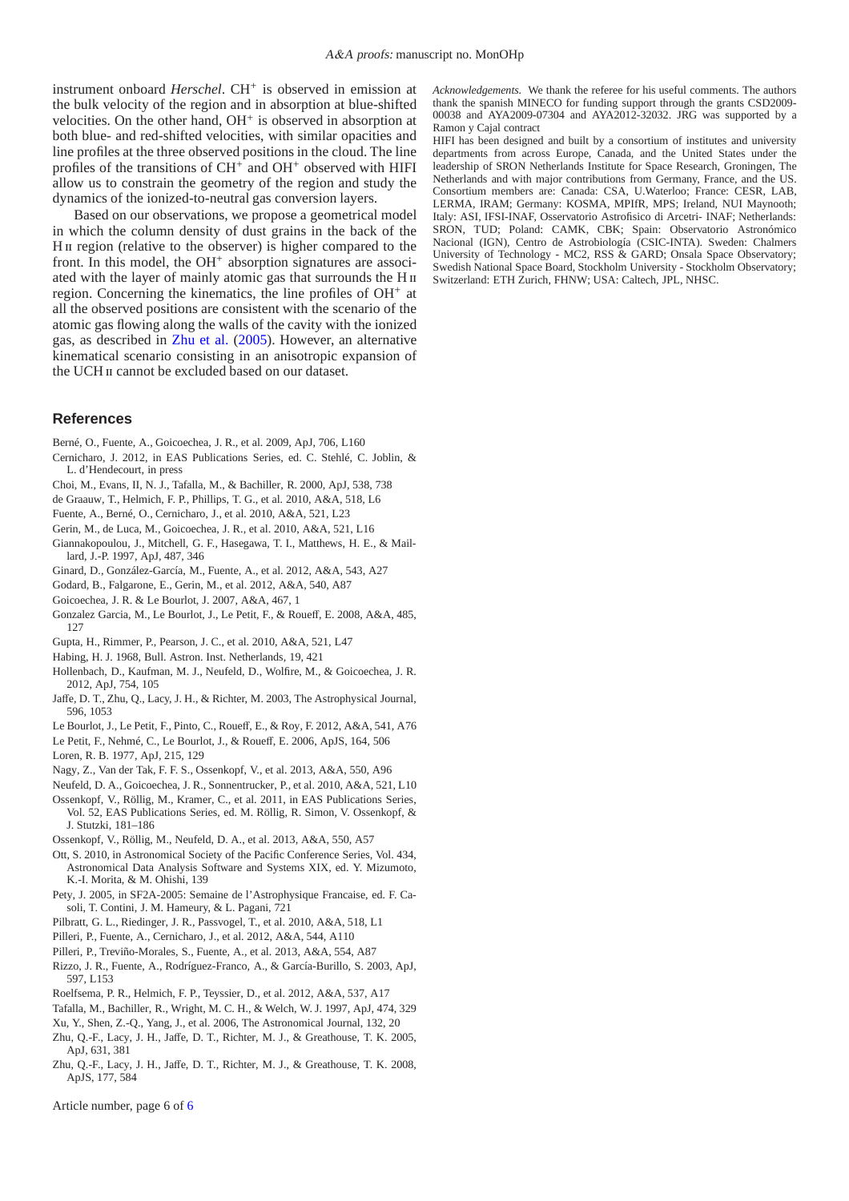instrument onboard *Herschel*. $CH^+$ is observed in emission at the bulk velocity of the region and in absorption at blue-shifted velocities. On the other hand, $OH^+$ is observed in absorption at both blue- and red-shifted velocities, with similar opacities and line profiles at the three observed positions in the cloud. The line profiles of the transitions of $CH^+$ and $OH^+$ observed with HIFI allow us to constrain the geometry of the region and study the dynamics of the ionized-to-neutral gas conversion layers.

Based on our observations, we propose a geometrical model in which the column density of dust grains in the back of the H II region (relative to the observer) is higher compared to the front. In this model, the $OH^+$ absorption signatures are associated with the layer of mainly atomic gas that surrounds the H II region. Concerning the kinematics, the line profiles of $OH^+$ at all the observed positions are consistent with the scenario of the atomic gas flowing along the walls of the cavity with the ionized gas, as described in Zhu et al. (2005). However, an alternative kinematical scenario consisting in an anisotropic expansion of the UCH II cannot be excluded based on our dataset.

*Acknowledgements.* We thank the referee for his useful comments. The authors thank the spanish MINECO for funding support through the grants CSD2009-00038 and AYA2009-07304 and AYA2012-32032. JRG was supported by a Ramon y Cajal contract

HIFI has been designed and built by a consortium of institutes and university departments from across Europe, Canada, and the United States under the leadership of SRON Netherlands Institute for Space Research, Groningen, The Netherlands and with major contributions from Germany, France, and the US. Consortium members are: Canada: CSA, U.Waterloo; France: CESR, LAB, LERMA, IRAM; Germany: KOSMA, MPIfR, MPS; Ireland, NUI Maynooth; Italy: ASI, IFSI-INAF, Osservatorio Astrofisico di Arcetri- INAF; Netherlands: SRON, TUD; Poland: CAMK, CBK; Spain: Observatorio Astronómico Nacional (IGN), Centro de Astrobiología (CSIC-INTA). Sweden: Chalmers University of Technology - MC2, RSS & GARD; Onsala Space Observatory; Swedish National Space Board, Stockholm University - Stockholm Observatory; Switzerland: ETH Zurich, FHNW; USA: Caltech, JPL, NHSC.

## References

Berné, O., Fuente, A., Goicoechea, J. R., et al. 2009, ApJ, 706, L160

Cernicharo, J. 2012, in EAS Publications Series, ed. C. Stehlé, C. Joblin, & L. d'Hendecourt, in press

Choi, M., Evans, II, N. J., Tafalla, M., & Bachiller, R. 2000, ApJ, 538, 738

de Graauw, T., Helmich, F. P., Phillips, T. G., et al. 2010, A&A, 518, L6

Fuente, A., Berné, O., Cernicharo, J., et al. 2010, A&A, 521, L23

Gerin, M., de Luca, M., Goicoechea, J. R., et al. 2010, A&A, 521, L16

Giannakopoulou, J., Mitchell, G. F., Hasegawa, T. I., Matthews, H. E., & Maillard, J.-P. 1997, ApJ, 487, 346

Ginard, D., González-García, M., Fuente, A., et al. 2012, A&A, 543, A27

Godard, B., Falgarone, E., Gerin, M., et al. 2012, A&A, 540, A87

Goicoechea, J. R. & Le Bourlot, J. 2007, A&A, 467, 1

Gonzalez Garcia, M., Le Bourlot, J., Le Petit, F., & Roueff, E. 2008, A&A, 485, 127

Gupta, H., Rimmer, P., Pearson, J. C., et al. 2010, A&A, 521, L47

Habing, H. J. 1968, Bull. Astron. Inst. Netherlands, 19, 421

Hollenbach, D., Kaufman, M. J., Neufeld, D., Wolfire, M., & Goicoechea, J. R. 2012, ApJ, 754, 105

Jaffe, D. T., Zhu, Q., Lacy, J. H., & Richter, M. 2003, The Astrophysical Journal, 596, 1053

Le Bourlot, J., Le Petit, F., Pinto, C., Roueff, E., & Roy, F. 2012, A&A, 541, A76

Le Petit, F., Nehmé, C., Le Bourlot, J., & Roueff, E. 2006, ApJS, 164, 506

Loren, R. B. 1977, ApJ, 215, 129

Nagy, Z., Van der Tak, F. F. S., Ossenkopf, V., et al. 2013, A&A, 550, A96

Neufeld, D. A., Goicoechea, J. R., Sonnentrucker, P., et al. 2010, A&A, 521, L10

Ossenkopf, V., Röllig, M., Kramer, C., et al. 2011, in EAS Publications Series, Vol. 52, EAS Publications Series, ed. M. Röllig, R. Simon, V. Ossenkopf, & J. Stutzki, 181–186

Ossenkopf, V., Röllig, M., Neufeld, D. A., et al. 2013, A&A, 550, A57

Ott, S. 2010, in Astronomical Society of the Pacific Conference Series, Vol. 434, Astronomical Data Analysis Software and Systems XIX, ed. Y. Mizumoto, K.-I. Morita, & M. Ohishi, 139

Pety, J. 2005, in SF2A-2005: Semaine de l'Astrophysique Francaise, ed. F. Casoli, T. Contini, J. M. Hameury, & L. Pagani, 721

Pilbratt, G. L., Riedinger, J. R., Passvogel, T., et al. 2010, A&A, 518, L1

Pilleri, P., Fuente, A., Cernicharo, J., et al. 2012, A&A, 544, A110

Pilleri, P., Treviño-Morales, S., Fuente, A., et al. 2013, A&A, 554, A87

Rizzo, J. R., Fuente, A., Rodríguez-Franco, A., & García-Burillo, S. 2003, ApJ, 597, L153

Roelfsema, P. R., Helmich, F. P., Teyssier, D., et al. 2012, A&A, 537, A17

Tafalla, M., Bachiller, R., Wright, M. C. H., & Welch, W. J. 1997, ApJ, 474, 329

Xu, Y., Shen, Z.-Q., Yang, J., et al. 2006, The Astronomical Journal, 132, 20

Zhu, Q.-F., Lacy, J. H., Jaffe, D. T., Richter, M. J., & Greathouse, T. K. 2005, ApJ, 631, 381

Zhu, Q.-F., Lacy, J. H., Jaffe, D. T., Richter, M. J., & Greathouse, T. K. 2008, ApJS, 177, 584